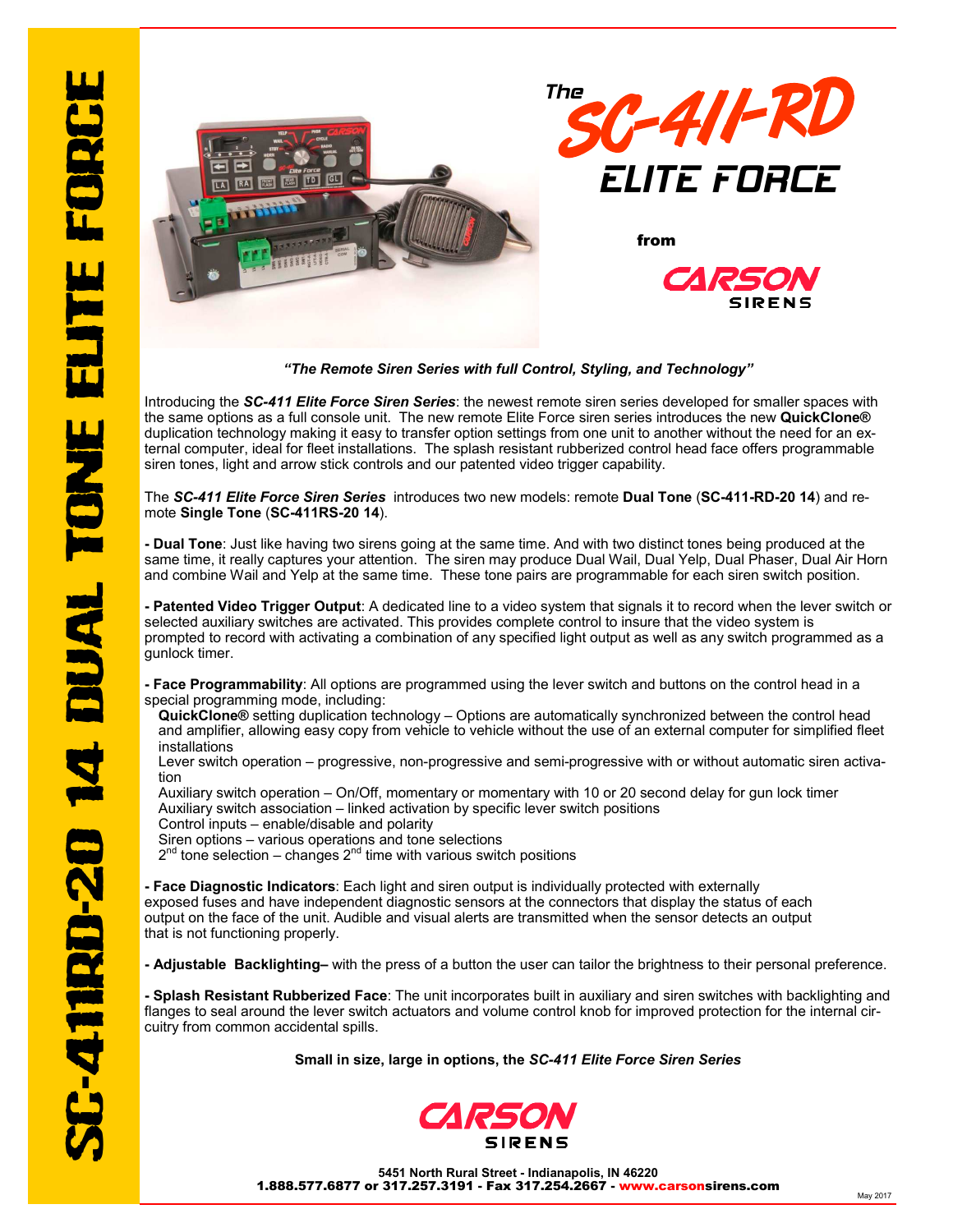# The SC-411-RD ELITE FORCE

from

CARSON SIRENS

SC-411RD-20 14 DUAL TONE ELITE FORCE

***"The Remote Siren Series with full Control, Styling, and Technology"***

Introducing the ***SC-411 Elite Force Siren Series***: the newest remote siren series developed for smaller spaces with the same options as a full console unit. The new remote Elite Force siren series introduces the new **QuickClone®** duplication technology making it easy to transfer option settings from one unit to another without the need for an external computer, ideal for fleet installations. The splash resistant rubberized control head face offers programmable siren tones, light and arrow stick controls and our patented video trigger capability.

The ***SC-411 Elite Force Siren Series*** introduces two new models: remote **Dual Tone** (**SC-411-RD-20 14**) and remote **Single Tone** (**SC-411RS-20 14**).

**- Dual Tone**: Just like having two sirens going at the same time. And with two distinct tones being produced at the same time, it really captures your attention. The siren may produce Dual Wail, Dual Yelp, Dual Phaser, Dual Air Horn and combine Wail and Yelp at the same time. These tone pairs are programmable for each siren switch position.

**- Patented Video Trigger Output**: A dedicated line to a video system that signals it to record when the lever switch or selected auxiliary switches are activated. This provides complete control to insure that the video system is prompted to record with activating a combination of any specified light output as well as any switch programmed as a gunlock timer.

**- Face Programmability**: All options are programmed using the lever switch and buttons on the control head in a special programming mode, including:

- **QuickClone®** setting duplication technology – Options are automatically synchronized between the control head and amplifier, allowing easy copy from vehicle to vehicle without the use of an external computer for simplified fleet installations
- Lever switch operation – progressive, non-progressive and semi-progressive with or without automatic siren activation
- Auxiliary switch operation – On/Off, momentary or momentary with 10 or 20 second delay for gun lock timer
- Auxiliary switch association – linked activation by specific lever switch positions
- Control inputs – enable/disable and polarity
- Siren options – various operations and tone selections
- 2nd tone selection – changes 2nd time with various switch positions

**- Face Diagnostic Indicators**: Each light and siren output is individually protected with externally exposed fuses and have independent diagnostic sensors at the connectors that display the status of each output on the face of the unit. Audible and visual alerts are transmitted when the sensor detects an output that is not functioning properly.

**- Adjustable Backlighting–** with the press of a button the user can tailor the brightness to their personal preference.

**- Splash Resistant Rubberized Face**: The unit incorporates built in auxiliary and siren switches with backlighting and flanges to seal around the lever switch actuators and volume control knob for improved protection for the internal circuitry from common accidental spills.

**Small in size, large in options, the *SC-411 Elite Force Siren Series***

CARSON SIRENS

**5451 North Rural Street - Indianapolis, IN 46220**
**1.888.577.6877 or 317.257.3191 - Fax 317.254.2667 - www.carsonsirens.com**

May 2017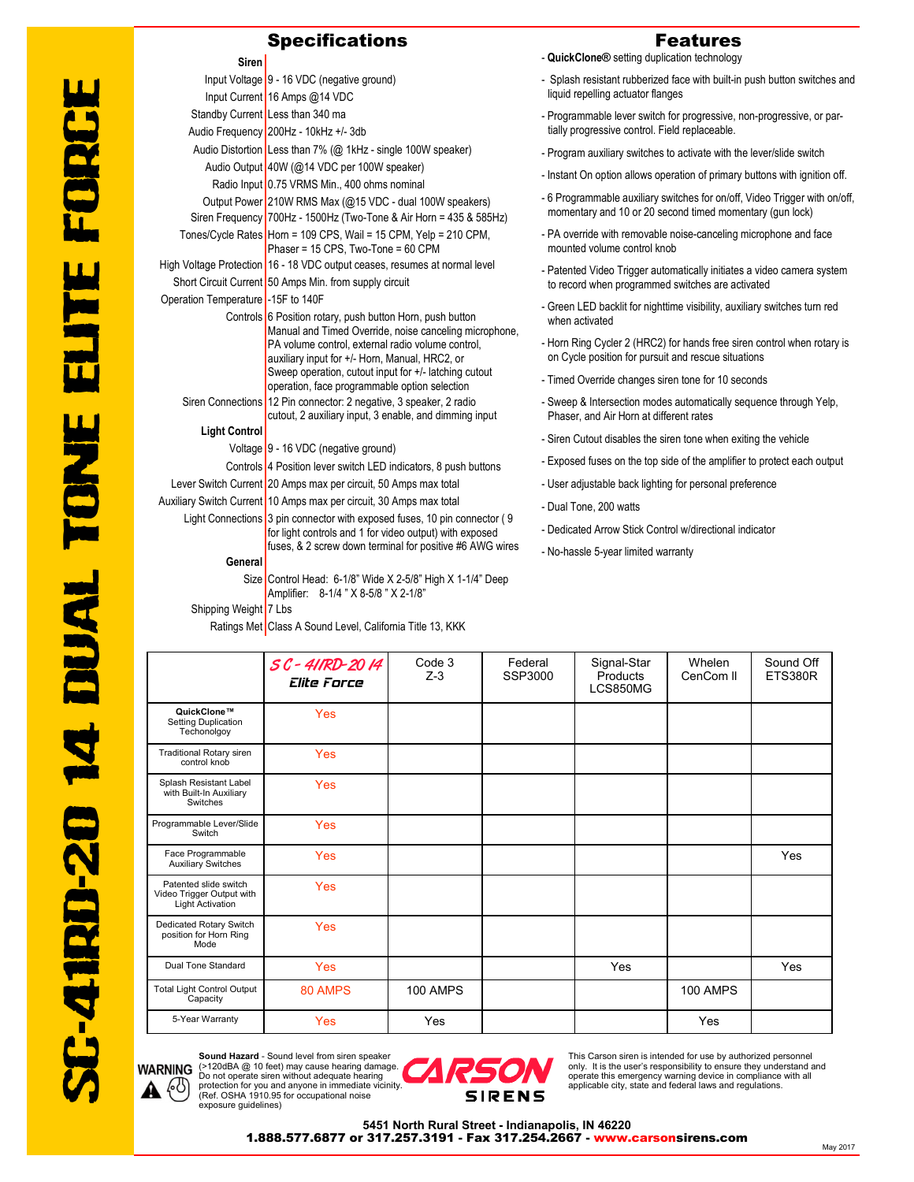# SC-41RD-20 14 DUAL TONE ELITE FORCE

## Specifications

| | |
|---|---|
| **Siren** | |
| Input Voltage | 9 - 16 VDC (negative ground) |
| Input Current | 16 Amps @14 VDC |
| Standby Current | Less than 340 ma |
| Audio Frequency | 200Hz - 10kHz +/- 3db |
| Audio Distortion | Less than 7% (@ 1kHz - single 100W speaker) |
| Audio Output | 40W (@14 VDC per 100W speaker) |
| Radio Input | 0.75 VRMS Min., 400 ohms nominal |
| Output Power | 210W RMS Max (@15 VDC - dual 100W speakers) |
| Siren Frequency | 700Hz - 1500Hz (Two-Tone & Air Horn = 435 & 585Hz) |
| Tones/Cycle Rates | Horn = 109 CPS, Wail = 15 CPM, Yelp = 210 CPM, Phaser = 15 CPS, Two-Tone = 60 CPM |
| High Voltage Protection | 16 - 18 VDC output ceases, resumes at normal level |
| Short Circuit Current | 50 Amps Min. from supply circuit |
| Operation Temperature | -15F to 140F |
| Controls | 6 Position rotary, push button Horn, push button Manual and Timed Override, noise canceling microphone, PA volume control, external radio volume control, auxiliary input for +/- Horn, Manual, HRC2, or Sweep operation, cutout input for +/- latching cutout operation, face programmable option selection |
| Siren Connections | 12 Pin connector: 2 negative, 3 speaker, 2 radio cutout, 2 auxiliary input, 3 enable, and dimming input |
| **Light Control** | |
| Voltage | 9 - 16 VDC (negative ground) |
| Controls | 4 Position lever switch LED indicators, 8 push buttons |
| Lever Switch Current | 20 Amps max per circuit, 50 Amps max total |
| Auxiliary Switch Current | 10 Amps max per circuit, 30 Amps max total |
| Light Connections | 3 pin connector with exposed fuses, 10 pin connector ( 9 for light controls and 1 for video output) with exposed fuses, & 2 screw down terminal for positive #6 AWG wires |
| **General** | |
| Size | Control Head: 6-1/8" Wide X 2-5/8" High X 1-1/4" Deep Amplifier: 8-1/4 " X 8-5/8 " X 2-1/8" |
| Shipping Weight | 7 Lbs |
| Ratings Met | Class A Sound Level, California Title 13, KKK |

## Features

- **QuickClone®** setting duplication technology
- Splash resistant rubberized face with built-in push button switches and liquid repelling actuator flanges
- Programmable lever switch for progressive, non-progressive, or partially progressive control. Field replaceable.
- Program auxiliary switches to activate with the lever/slide switch
- Instant On option allows operation of primary buttons with ignition off.
- 6 Programmable auxiliary switches for on/off, Video Trigger with on/off, momentary and 10 or 20 second timed momentary (gun lock)
- PA override with removable noise-canceling microphone and face mounted volume control knob
- Patented Video Trigger automatically initiates a video camera system to record when programmed switches are activated
- Green LED backlit for nighttime visibility, auxiliary switches turn red when activated
- Horn Ring Cycler 2 (HRC2) for hands free siren control when rotary is on Cycle position for pursuit and rescue situations
- Timed Override changes siren tone for 10 seconds
- Sweep & Intersection modes automatically sequence through Yelp, Phaser, and Air Horn at different rates
- Siren Cutout disables the siren tone when exiting the vehicle
- Exposed fuses on the top side of the amplifier to protect each output
- User adjustable back lighting for personal preference
- Dual Tone, 200 watts
- Dedicated Arrow Stick Control w/directional indicator
- No-hassle 5-year limited warranty

| | SC-41RD-20 14 Elite Force | Code 3 Z-3 | Federal SSP3000 | Signal-Star Products LCS850MG | Whelen CenCom II | Sound Off ETS380R |
|---|---|---|---|---|---|---|
| QuickClone™ Setting Duplication Techonology | Yes | | | | | |
| Traditional Rotary siren control knob | Yes | | | | | |
| Splash Resistant Label with Built-In Auxiliary Switches | Yes | | | | | |
| Programmable Lever/Slide Switch | Yes | | | | | |
| Face Programmable Auxiliary Switches | Yes | | | | | Yes |
| Patented slide switch Video Trigger Output with Light Activation | Yes | | | | | |
| Dedicated Rotary Switch position for Horn Ring Mode | Yes | | | | | |
| Dual Tone Standard | Yes | | | Yes | | Yes |
| Total Light Control Output Capacity | 80 AMPS | 100 AMPS | | | 100 AMPS | |
| 5-Year Warranty | Yes | Yes | | | Yes | |

**WARNING**

**Sound Hazard** - Sound level from siren speaker (>120dBA @ 10 feet) may cause hearing damage. Do not operate siren without adequate hearing protection for you and anyone in immediate vicinity. (Ref. OSHA 1910.95 for occupational noise exposure guidelines)

CARSON SIRENS

This Carson siren is intended for use by authorized personnel only. It is the user's responsibility to ensure they understand and operate this emergency warning device in compliance with all applicable city, state and federal laws and regulations.

5451 North Rural Street - Indianapolis, IN 46220
1.888.577.6877 or 317.257.3191 - Fax 317.254.2667 - www.carsonsirens.com

May 2017